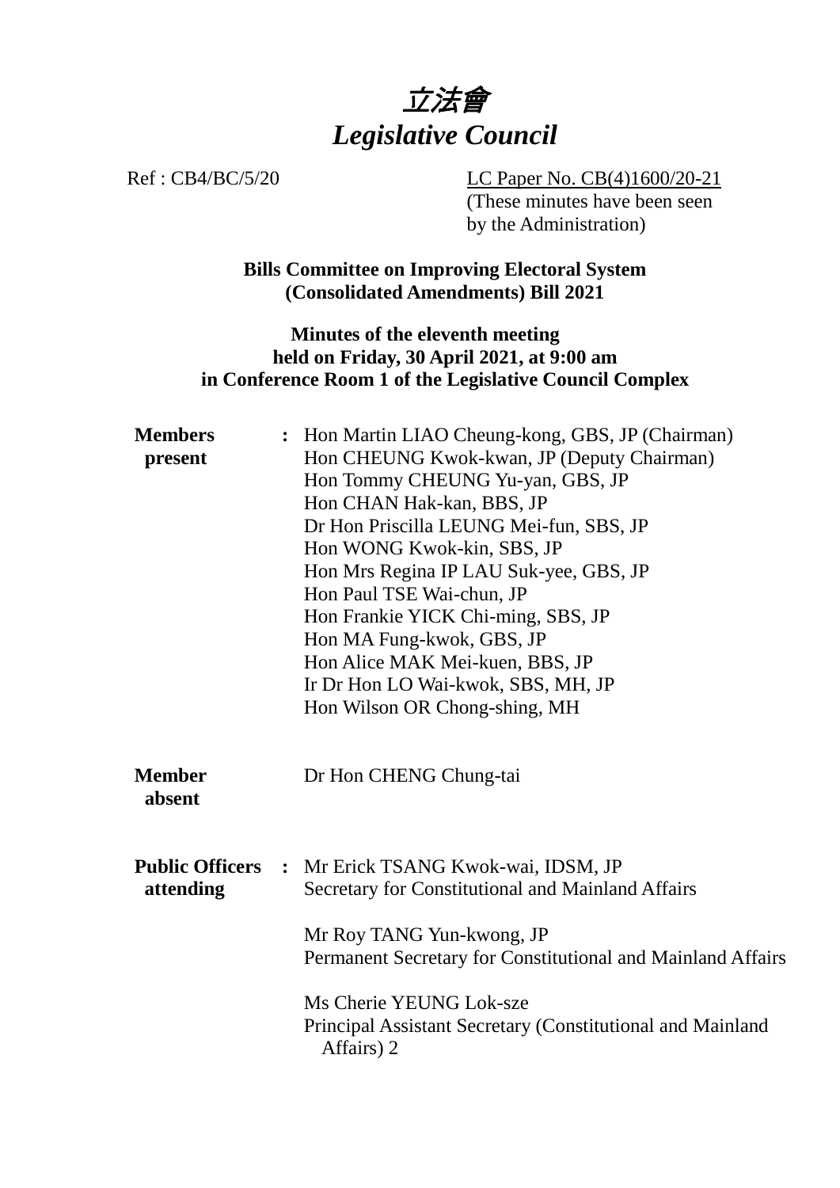# 立法會
# *Legislative Council*

Ref : CB4/BC/5/20

LC Paper No. CB(4)1600/20-21
(These minutes have been seen by the Administration)

**Bills Committee on Improving Electoral System (Consolidated Amendments) Bill 2021**

**Minutes of the eleventh meeting held on Friday, 30 April 2021, at 9:00 am in Conference Room 1 of the Legislative Council Complex**

| | | |
|---|---|---|
| **Members present** | **:** | Hon Martin LIAO Cheung-kong, GBS, JP (Chairman)<br>Hon CHEUNG Kwok-kwan, JP (Deputy Chairman)<br>Hon Tommy CHEUNG Yu-yan, GBS, JP<br>Hon CHAN Hak-kan, BBS, JP<br>Dr Hon Priscilla LEUNG Mei-fun, SBS, JP<br>Hon WONG Kwok-kin, SBS, JP<br>Hon Mrs Regina IP LAU Suk-yee, GBS, JP<br>Hon Paul TSE Wai-chun, JP<br>Hon Frankie YICK Chi-ming, SBS, JP<br>Hon MA Fung-kwok, GBS, JP<br>Hon Alice MAK Mei-kuen, BBS, JP<br>Ir Dr Hon LO Wai-kwok, SBS, MH, JP<br>Hon Wilson OR Chong-shing, MH |
| **Member absent** | | Dr Hon CHENG Chung-tai |
| **Public Officers attending** | **:** | Mr Erick TSANG Kwok-wai, IDSM, JP<br>Secretary for Constitutional and Mainland Affairs<br><br>Mr Roy TANG Yun-kwong, JP<br>Permanent Secretary for Constitutional and Mainland Affairs<br><br>Ms Cherie YEUNG Lok-sze<br>Principal Assistant Secretary (Constitutional and Mainland Affairs) 2 |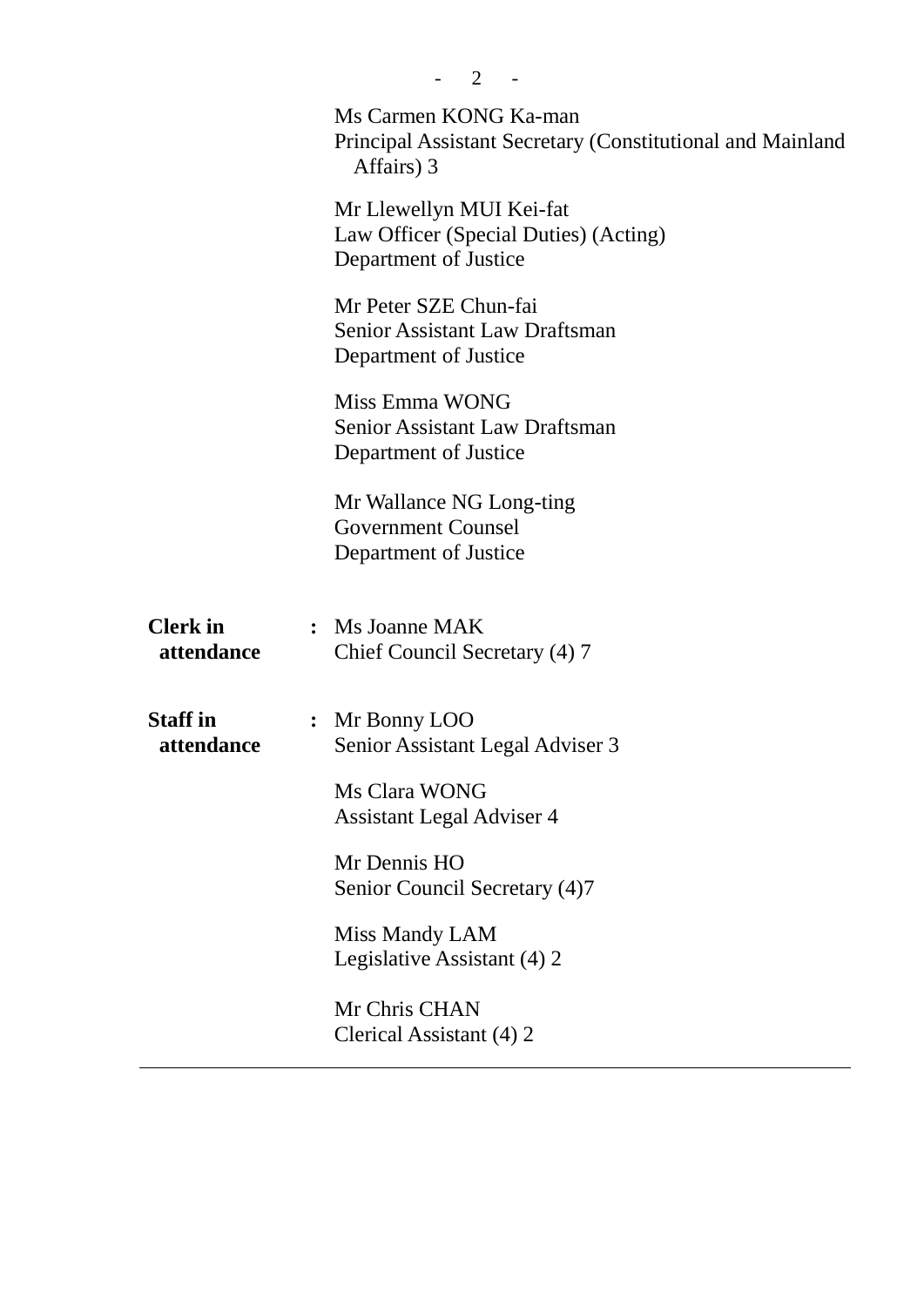Ms Carmen KONG Ka-man
Principal Assistant Secretary (Constitutional and Mainland Affairs) 3

Mr Llewellyn MUI Kei-fat
Law Officer (Special Duties) (Acting)
Department of Justice

Mr Peter SZE Chun-fai
Senior Assistant Law Draftsman
Department of Justice

Miss Emma WONG
Senior Assistant Law Draftsman
Department of Justice

Mr Wallance NG Long-ting
Government Counsel
Department of Justice

**Clerk in attendance** : Ms Joanne MAK
Chief Council Secretary (4) 7

**Staff in attendance** : Mr Bonny LOO
Senior Assistant Legal Adviser 3

Ms Clara WONG
Assistant Legal Adviser 4

Mr Dennis HO
Senior Council Secretary (4)7

Miss Mandy LAM
Legislative Assistant (4) 2

Mr Chris CHAN
Clerical Assistant (4) 2

---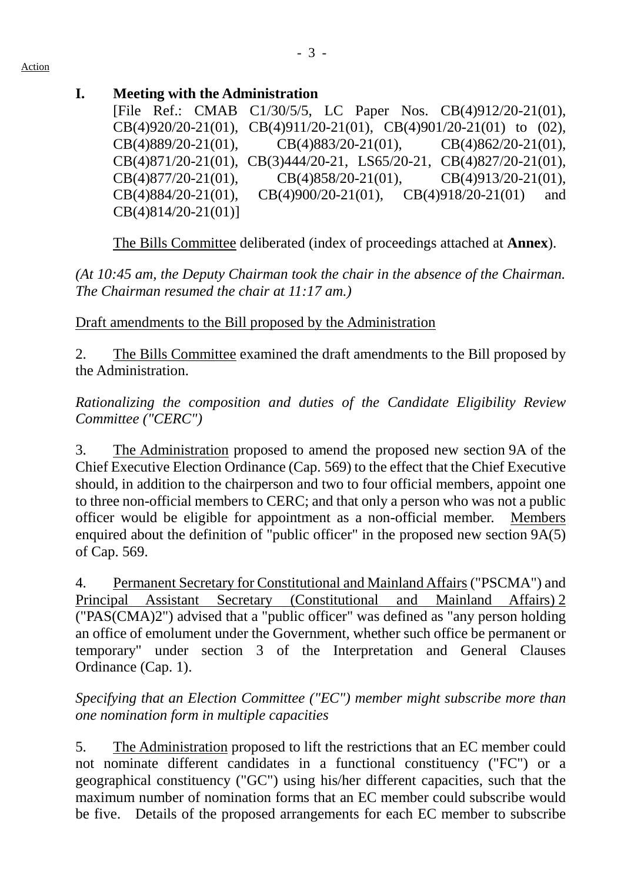Action

## I. Meeting with the Administration

[File Ref.: CMAB C1/30/5/5, LC Paper Nos. CB(4)912/20-21(01), CB(4)920/20-21(01), CB(4)911/20-21(01), CB(4)901/20-21(01) to (02), CB(4)889/20-21(01), CB(4)883/20-21(01), CB(4)862/20-21(01), CB(4)871/20-21(01), CB(3)444/20-21, LS65/20-21, CB(4)827/20-21(01), CB(4)877/20-21(01), CB(4)858/20-21(01), CB(4)913/20-21(01), CB(4)884/20-21(01), CB(4)900/20-21(01), CB(4)918/20-21(01) and CB(4)814/20-21(01)]

The Bills Committee deliberated (index of proceedings attached at **Annex**).

*(At 10:45 am, the Deputy Chairman took the chair in the absence of the Chairman. The Chairman resumed the chair at 11:17 am.)*

Draft amendments to the Bill proposed by the Administration

2. The Bills Committee examined the draft amendments to the Bill proposed by the Administration.

*Rationalizing the composition and duties of the Candidate Eligibility Review Committee ("CERC")*

3. The Administration proposed to amend the proposed new section 9A of the Chief Executive Election Ordinance (Cap. 569) to the effect that the Chief Executive should, in addition to the chairperson and two to four official members, appoint one to three non-official members to CERC; and that only a person who was not a public officer would be eligible for appointment as a non-official member. Members enquired about the definition of "public officer" in the proposed new section 9A(5) of Cap. 569.

4. Permanent Secretary for Constitutional and Mainland Affairs ("PSCMA") and Principal Assistant Secretary (Constitutional and Mainland Affairs) 2 ("PAS(CMA)2") advised that a "public officer" was defined as "any person holding an office of emolument under the Government, whether such office be permanent or temporary" under section 3 of the Interpretation and General Clauses Ordinance (Cap. 1).

*Specifying that an Election Committee ("EC") member might subscribe more than one nomination form in multiple capacities*

5. The Administration proposed to lift the restrictions that an EC member could not nominate different candidates in a functional constituency ("FC") or a geographical constituency ("GC") using his/her different capacities, such that the maximum number of nomination forms that an EC member could subscribe would be five. Details of the proposed arrangements for each EC member to subscribe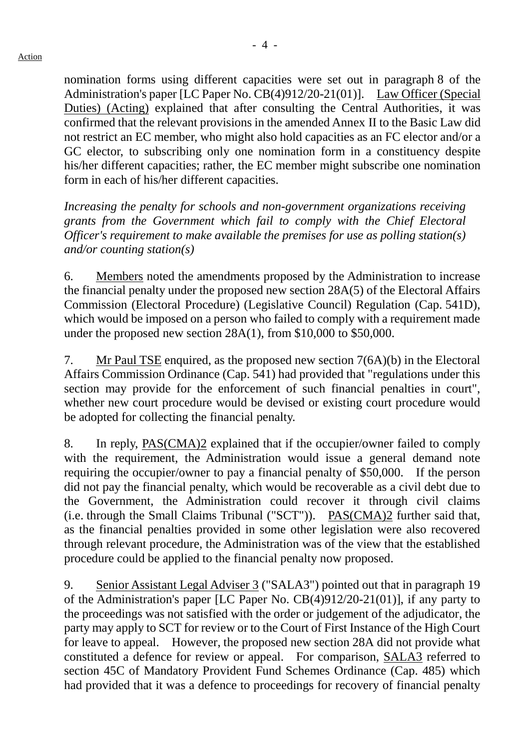nomination forms using different capacities were set out in paragraph 8 of the Administration's paper [LC Paper No. CB(4)912/20-21(01)]. Law Officer (Special Duties) (Acting) explained that after consulting the Central Authorities, it was confirmed that the relevant provisions in the amended Annex II to the Basic Law did not restrict an EC member, who might also hold capacities as an FC elector and/or a GC elector, to subscribing only one nomination form in a constituency despite his/her different capacities; rather, the EC member might subscribe one nomination form in each of his/her different capacities.

*Increasing the penalty for schools and non-government organizations receiving grants from the Government which fail to comply with the Chief Electoral Officer's requirement to make available the premises for use as polling station(s) and/or counting station(s)*

6. Members noted the amendments proposed by the Administration to increase the financial penalty under the proposed new section 28A(5) of the Electoral Affairs Commission (Electoral Procedure) (Legislative Council) Regulation (Cap. 541D), which would be imposed on a person who failed to comply with a requirement made under the proposed new section 28A(1), from \$10,000 to \$50,000.

7. Mr Paul TSE enquired, as the proposed new section 7(6A)(b) in the Electoral Affairs Commission Ordinance (Cap. 541) had provided that "regulations under this section may provide for the enforcement of such financial penalties in court", whether new court procedure would be devised or existing court procedure would be adopted for collecting the financial penalty.

8. In reply, PAS(CMA)2 explained that if the occupier/owner failed to comply with the requirement, the Administration would issue a general demand note requiring the occupier/owner to pay a financial penalty of \$50,000. If the person did not pay the financial penalty, which would be recoverable as a civil debt due to the Government, the Administration could recover it through civil claims (i.e. through the Small Claims Tribunal ("SCT")). PAS(CMA)2 further said that, as the financial penalties provided in some other legislation were also recovered through relevant procedure, the Administration was of the view that the established procedure could be applied to the financial penalty now proposed.

9. Senior Assistant Legal Adviser 3 ("SALA3") pointed out that in paragraph 19 of the Administration's paper [LC Paper No. CB(4)912/20-21(01)], if any party to the proceedings was not satisfied with the order or judgement of the adjudicator, the party may apply to SCT for review or to the Court of First Instance of the High Court for leave to appeal. However, the proposed new section 28A did not provide what constituted a defence for review or appeal. For comparison, SALA3 referred to section 45C of Mandatory Provident Fund Schemes Ordinance (Cap. 485) which had provided that it was a defence to proceedings for recovery of financial penalty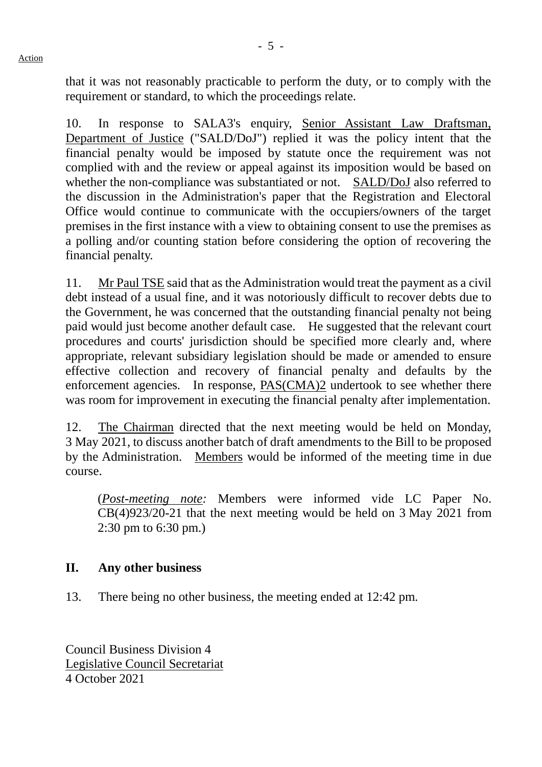that it was not reasonably practicable to perform the duty, or to comply with the requirement or standard, to which the proceedings relate.

10. In response to SALA3's enquiry, Senior Assistant Law Draftsman, Department of Justice ("SALD/DoJ") replied it was the policy intent that the financial penalty would be imposed by statute once the requirement was not complied with and the review or appeal against its imposition would be based on whether the non-compliance was substantiated or not. SALD/DoJ also referred to the discussion in the Administration's paper that the Registration and Electoral Office would continue to communicate with the occupiers/owners of the target premises in the first instance with a view to obtaining consent to use the premises as a polling and/or counting station before considering the option of recovering the financial penalty.

11. Mr Paul TSE said that as the Administration would treat the payment as a civil debt instead of a usual fine, and it was notoriously difficult to recover debts due to the Government, he was concerned that the outstanding financial penalty not being paid would just become another default case. He suggested that the relevant court procedures and courts' jurisdiction should be specified more clearly and, where appropriate, relevant subsidiary legislation should be made or amended to ensure effective collection and recovery of financial penalty and defaults by the enforcement agencies. In response, PAS(CMA)2 undertook to see whether there was room for improvement in executing the financial penalty after implementation.

12. The Chairman directed that the next meeting would be held on Monday, 3 May 2021, to discuss another batch of draft amendments to the Bill to be proposed by the Administration. Members would be informed of the meeting time in due course.

(*Post-meeting note:* Members were informed vide LC Paper No. CB(4)923/20-21 that the next meeting would be held on 3 May 2021 from 2:30 pm to 6:30 pm.)

## II. Any other business

13. There being no other business, the meeting ended at 12:42 pm.

Council Business Division 4
Legislative Council Secretariat
4 October 2021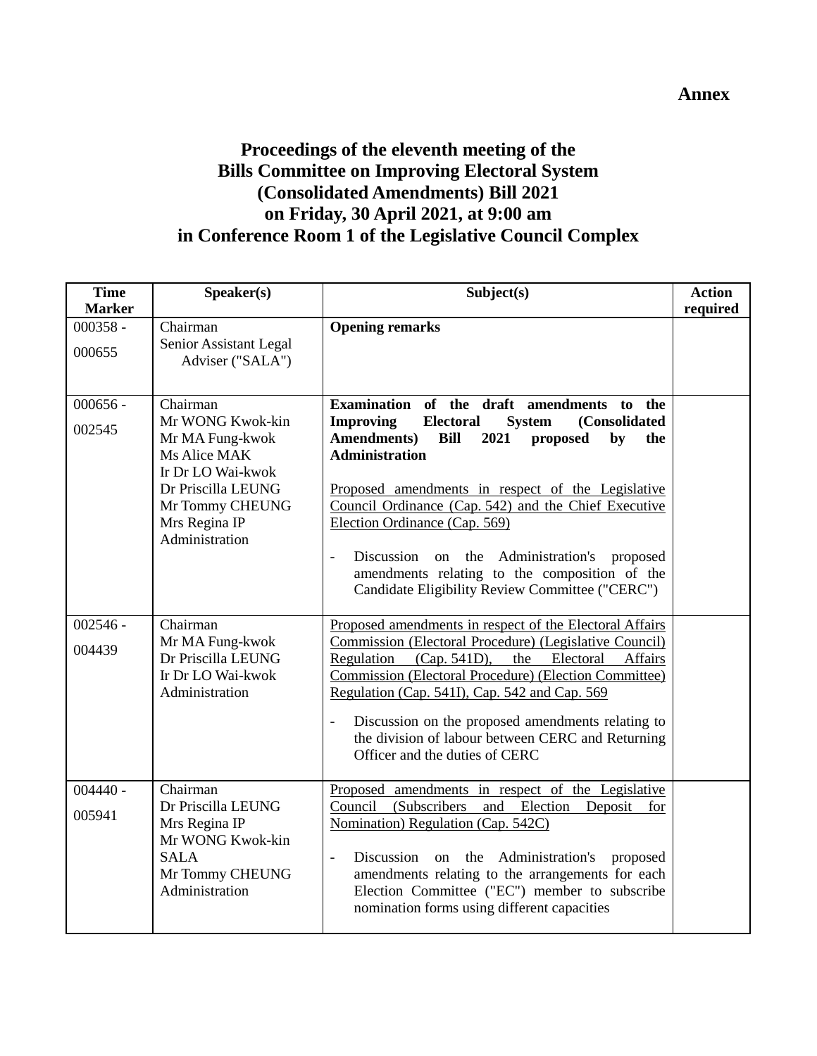**Annex**

# Proceedings of the eleventh meeting of the Bills Committee on Improving Electoral System (Consolidated Amendments) Bill 2021 on Friday, 30 April 2021, at 9:00 am in Conference Room 1 of the Legislative Council Complex

| Time Marker | Speaker(s) | Subject(s) | Action required |
|---|---|---|---|
| 000358 - 000655 | Chairman<br>Senior Assistant Legal Adviser ("SALA") | **Opening remarks** | |
| 000656 - 002545 | Chairman<br>Mr WONG Kwok-kin<br>Mr MA Fung-kwok<br>Ms Alice MAK<br>Ir Dr LO Wai-kwok<br>Dr Priscilla LEUNG<br>Mr Tommy CHEUNG<br>Mrs Regina IP<br>Administration | **Examination of the draft amendments to the Improving Electoral System (Consolidated Amendments) Bill 2021 proposed by the Administration**<br><br><u>Proposed amendments in respect of the Legislative Council Ordinance (Cap. 542) and the Chief Executive Election Ordinance (Cap. 569)</u><br><br>- Discussion on the Administration's proposed amendments relating to the composition of the Candidate Eligibility Review Committee ("CERC") | |
| 002546 - 004439 | Chairman<br>Mr MA Fung-kwok<br>Dr Priscilla LEUNG<br>Ir Dr LO Wai-kwok<br>Administration | <u>Proposed amendments in respect of the Electoral Affairs Commission (Electoral Procedure) (Legislative Council) Regulation (Cap. 541D), the Electoral Affairs Commission (Electoral Procedure) (Election Committee) Regulation (Cap. 541I), Cap. 542 and Cap. 569</u><br><br>- Discussion on the proposed amendments relating to the division of labour between CERC and Returning Officer and the duties of CERC | |
| 004440 - 005941 | Chairman<br>Dr Priscilla LEUNG<br>Mrs Regina IP<br>Mr WONG Kwok-kin<br>SALA<br>Mr Tommy CHEUNG<br>Administration | <u>Proposed amendments in respect of the Legislative Council (Subscribers and Election Deposit for Nomination) Regulation (Cap. 542C)</u><br><br>- Discussion on the Administration's proposed amendments relating to the arrangements for each Election Committee ("EC") member to subscribe nomination forms using different capacities | |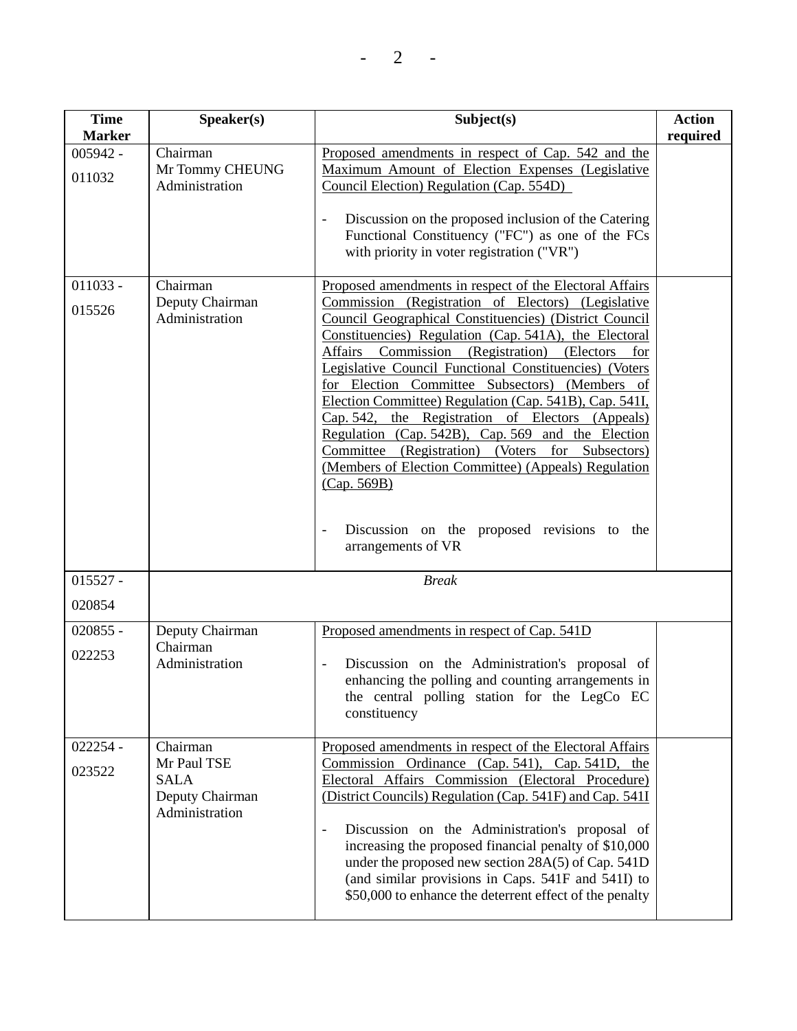| Time Marker | Speaker(s) | Subject(s) | Action required |
|---|---|---|---|
| 005942 - 011032 | Chairman<br>Mr Tommy CHEUNG<br>Administration | Proposed amendments in respect of Cap. 542 and the Maximum Amount of Election Expenses (Legislative Council Election) Regulation (Cap. 554D)<br><br>- Discussion on the proposed inclusion of the Catering Functional Constituency ("FC") as one of the FCs with priority in voter registration ("VR") | |
| 011033 - 015526 | Chairman<br>Deputy Chairman<br>Administration | Proposed amendments in respect of the Electoral Affairs Commission (Registration of Electors) (Legislative Council Geographical Constituencies) (District Council Constituencies) Regulation (Cap. 541A), the Electoral Affairs Commission (Registration) (Electors for Legislative Council Functional Constituencies) (Voters for Election Committee Subsectors) (Members of Election Committee) Regulation (Cap. 541B), Cap. 541I, Cap. 542, the Registration of Electors (Appeals) Regulation (Cap. 542B), Cap. 569 and the Election Committee (Registration) (Voters for Subsectors) (Members of Election Committee) (Appeals) Regulation (Cap. 569B)<br><br>- Discussion on the proposed revisions to the arrangements of VR | |
| 015527 - 020854 | *Break* | | |
| 020855 - 022253 | Deputy Chairman<br>Chairman<br>Administration | Proposed amendments in respect of Cap. 541D<br><br>- Discussion on the Administration's proposal of enhancing the polling and counting arrangements in the central polling station for the LegCo EC constituency | |
| 022254 - 023522 | Chairman<br>Mr Paul TSE<br>SALA<br>Deputy Chairman<br>Administration | Proposed amendments in respect of the Electoral Affairs Commission Ordinance (Cap. 541), Cap. 541D, the Electoral Affairs Commission (Electoral Procedure) (District Councils) Regulation (Cap. 541F) and Cap. 541I<br><br>- Discussion on the Administration's proposal of increasing the proposed financial penalty of $10,000 under the proposed new section 28A(5) of Cap. 541D (and similar provisions in Caps. 541F and 541I) to $50,000 to enhance the deterrent effect of the penalty | |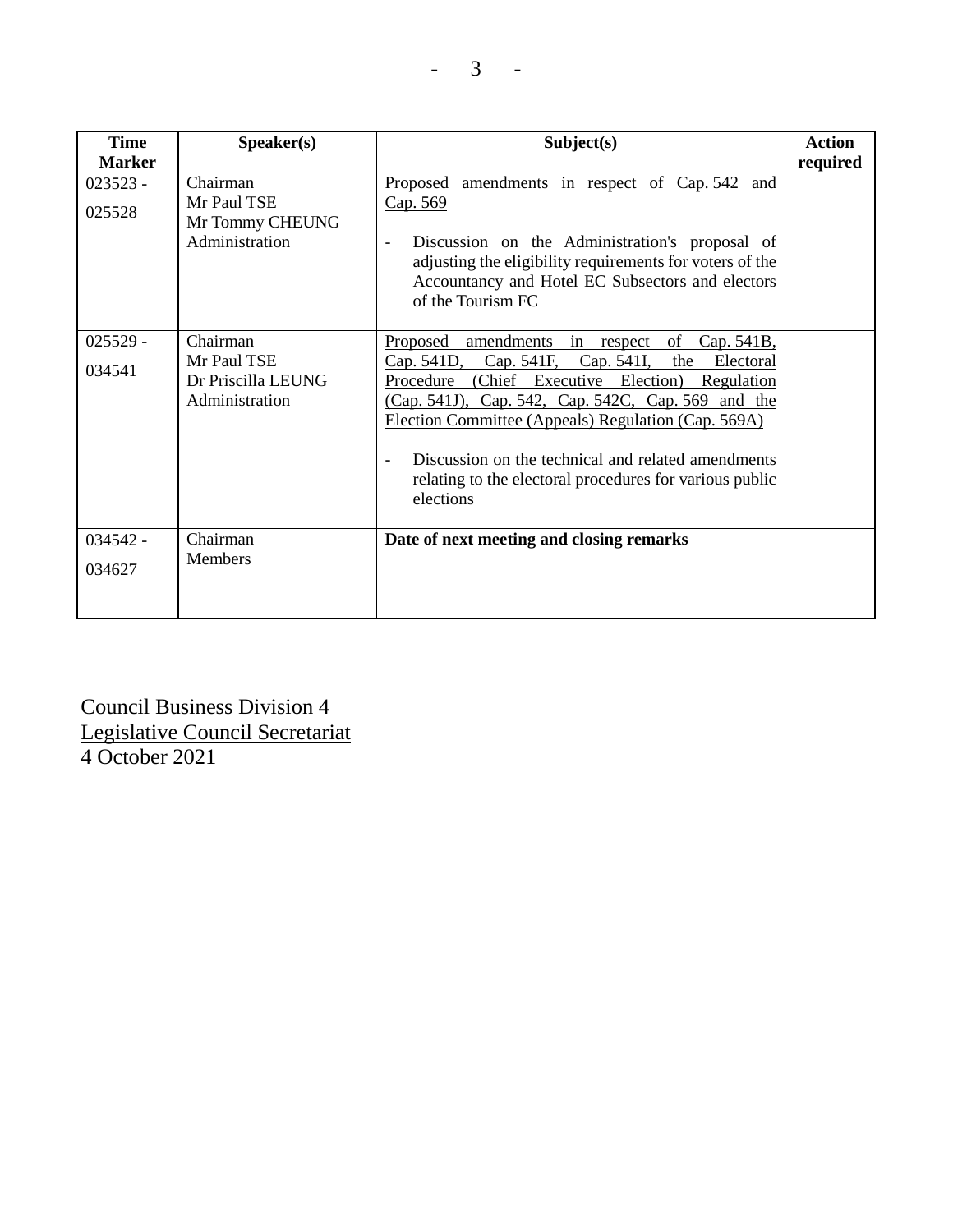| Time Marker | Speaker(s) | Subject(s) | Action required |
| --- | --- | --- | --- |
| 023523 - 025528 | Chairman<br>Mr Paul TSE<br>Mr Tommy CHEUNG<br>Administration | Proposed amendments in respect of Cap. 542 and Cap. 569<br><br>- Discussion on the Administration's proposal of adjusting the eligibility requirements for voters of the Accountancy and Hotel EC Subsectors and electors of the Tourism FC | |
| 025529 - 034541 | Chairman<br>Mr Paul TSE<br>Dr Priscilla LEUNG<br>Administration | Proposed amendments in respect of Cap. 541B, Cap. 541D, Cap. 541F, Cap. 541I, the Electoral Procedure (Chief Executive Election) Regulation (Cap. 541J), Cap. 542, Cap. 542C, Cap. 569 and the Election Committee (Appeals) Regulation (Cap. 569A)<br><br>- Discussion on the technical and related amendments relating to the electoral procedures for various public elections | |
| 034542 - 034627 | Chairman<br>Members | **Date of next meeting and closing remarks** | |

Council Business Division 4  
Legislative Council Secretariat  
4 October 2021